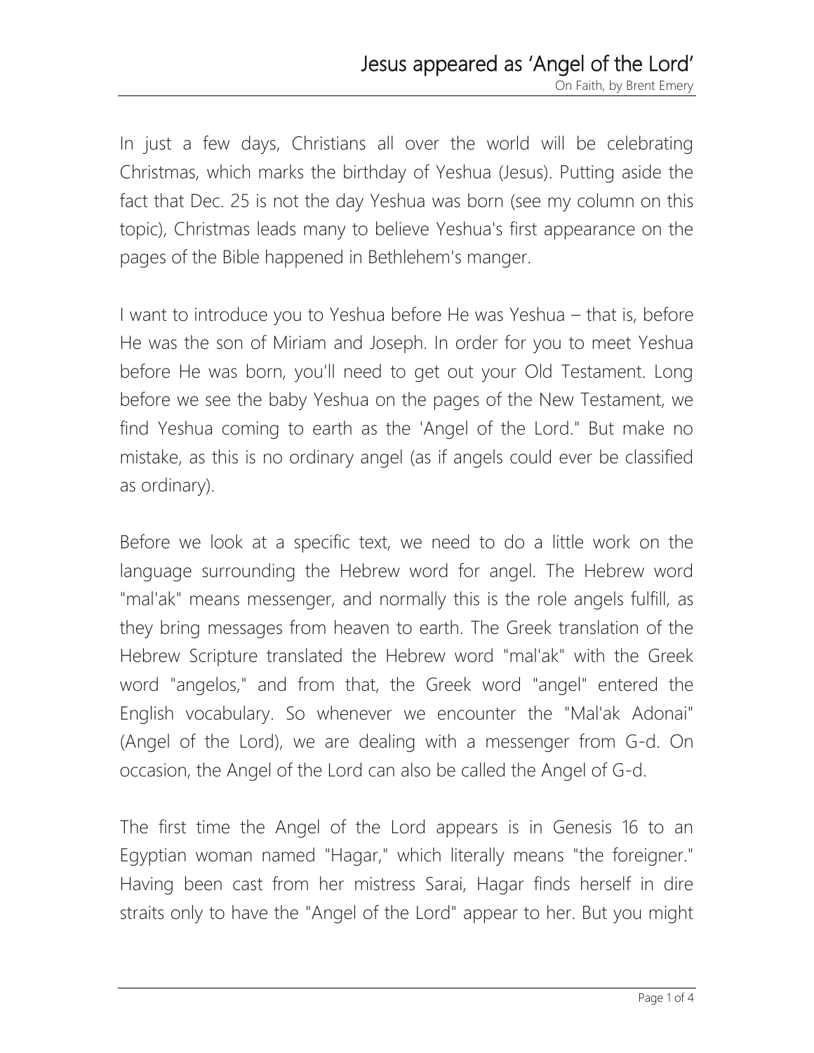# Jesus appeared as 'Angel of the Lord'

On Faith, by Brent Emery

In just a few days, Christians all over the world will be celebrating Christmas, which marks the birthday of Yeshua (Jesus). Putting aside the fact that Dec. 25 is not the day Yeshua was born (see my column on this topic), Christmas leads many to believe Yeshua's first appearance on the pages of the Bible happened in Bethlehem's manger.

I want to introduce you to Yeshua before He was Yeshua – that is, before He was the son of Miriam and Joseph. In order for you to meet Yeshua before He was born, you'll need to get out your Old Testament. Long before we see the baby Yeshua on the pages of the New Testament, we find Yeshua coming to earth as the 'Angel of the Lord." But make no mistake, as this is no ordinary angel (as if angels could ever be classified as ordinary).

Before we look at a specific text, we need to do a little work on the language surrounding the Hebrew word for angel. The Hebrew word "mal'ak" means messenger, and normally this is the role angels fulfill, as they bring messages from heaven to earth. The Greek translation of the Hebrew Scripture translated the Hebrew word "mal'ak" with the Greek word "angelos," and from that, the Greek word "angel" entered the English vocabulary. So whenever we encounter the "Mal'ak Adonai" (Angel of the Lord), we are dealing with a messenger from G-d. On occasion, the Angel of the Lord can also be called the Angel of G-d.

The first time the Angel of the Lord appears is in Genesis 16 to an Egyptian woman named "Hagar," which literally means "the foreigner." Having been cast from her mistress Sarai, Hagar finds herself in dire straits only to have the "Angel of the Lord" appear to her. But you might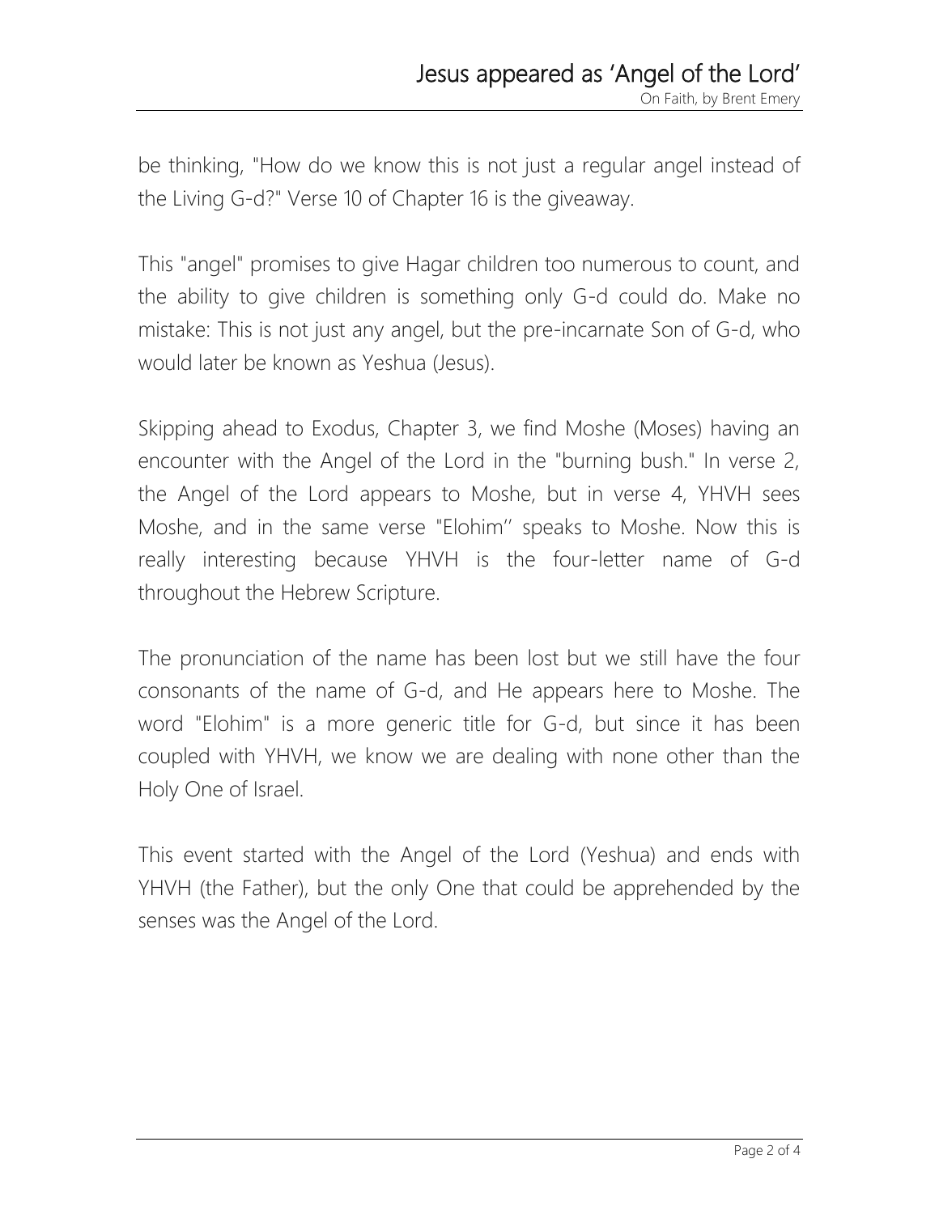be thinking, "How do we know this is not just a regular angel instead of the Living G-d?" Verse 10 of Chapter 16 is the giveaway.

This "angel" promises to give Hagar children too numerous to count, and the ability to give children is something only G-d could do. Make no mistake: This is not just any angel, but the pre-incarnate Son of G-d, who would later be known as Yeshua (Jesus).

Skipping ahead to Exodus, Chapter 3, we find Moshe (Moses) having an encounter with the Angel of the Lord in the "burning bush." In verse 2, the Angel of the Lord appears to Moshe, but in verse 4, YHVH sees Moshe, and in the same verse "Elohim'' speaks to Moshe. Now this is really interesting because YHVH is the four-letter name of G-d throughout the Hebrew Scripture.

The pronunciation of the name has been lost but we still have the four consonants of the name of G-d, and He appears here to Moshe. The word "Elohim" is a more generic title for G-d, but since it has been coupled with YHVH, we know we are dealing with none other than the Holy One of Israel.

This event started with the Angel of the Lord (Yeshua) and ends with YHVH (the Father), but the only One that could be apprehended by the senses was the Angel of the Lord.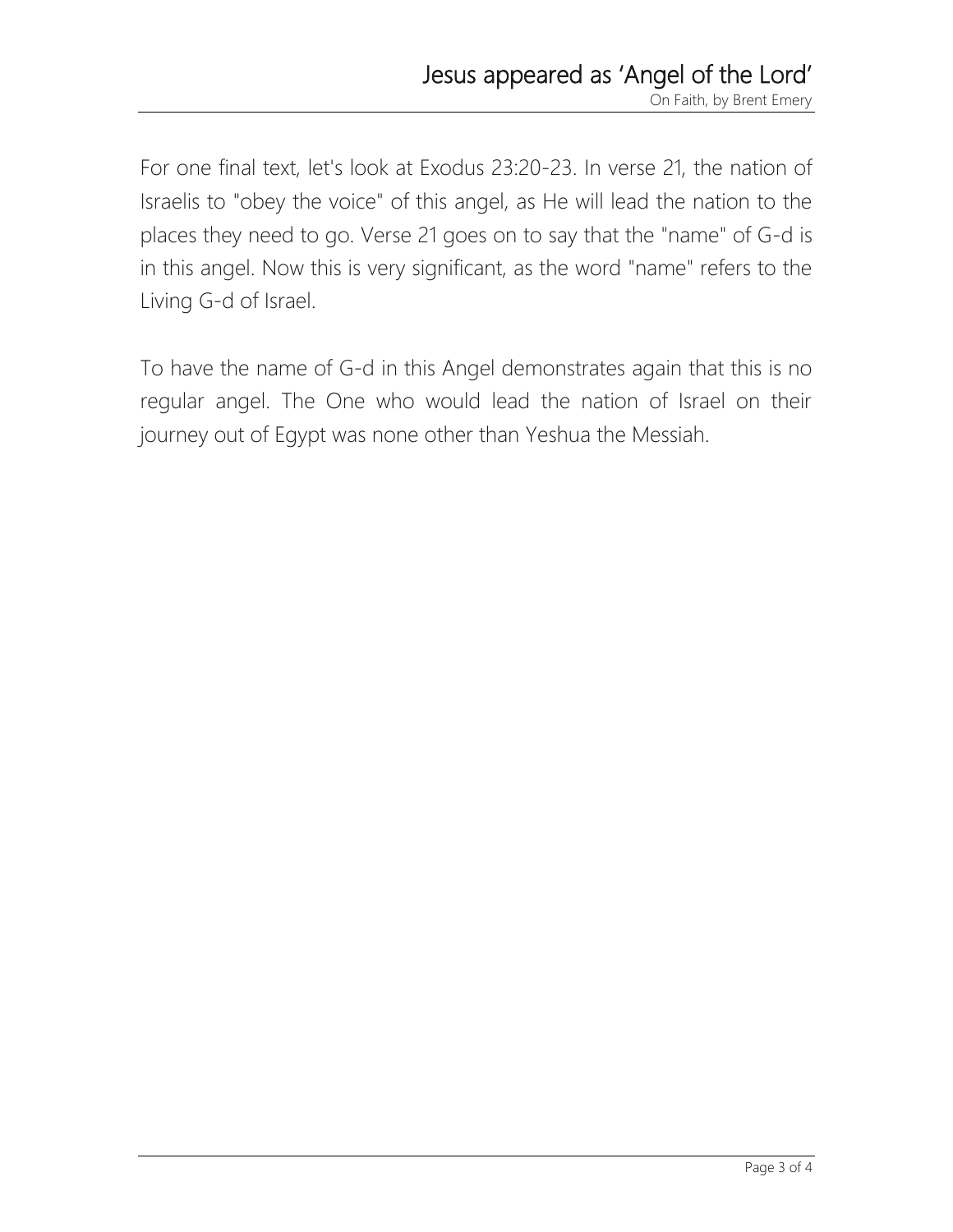For one final text, let's look at Exodus 23:20-23. In verse 21, the nation of Israelis to "obey the voice" of this angel, as He will lead the nation to the places they need to go. Verse 21 goes on to say that the "name" of G-d is in this angel. Now this is very significant, as the word "name" refers to the Living G-d of Israel.

To have the name of G-d in this Angel demonstrates again that this is no regular angel. The One who would lead the nation of Israel on their journey out of Egypt was none other than Yeshua the Messiah.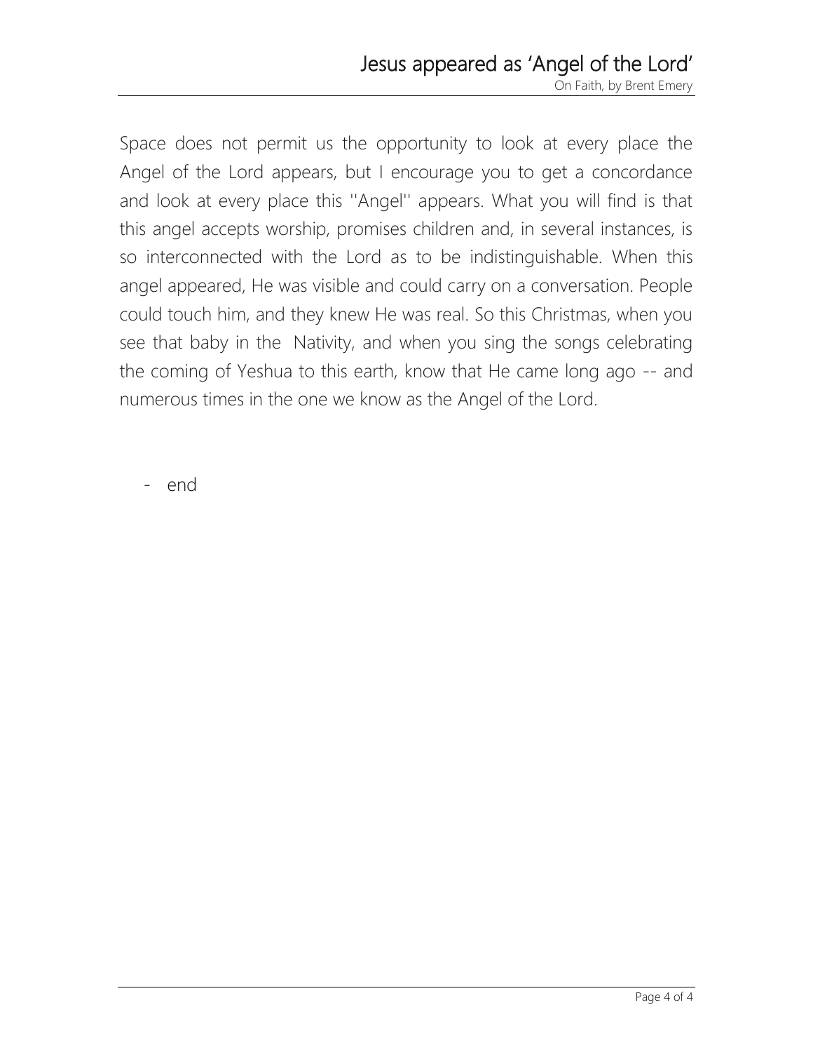Space does not permit us the opportunity to look at every place the Angel of the Lord appears, but I encourage you to get a concordance and look at every place this ''Angel'' appears. What you will find is that this angel accepts worship, promises children and, in several instances, is so interconnected with the Lord as to be indistinguishable. When this angel appeared, He was visible and could carry on a conversation. People could touch him, and they knew He was real. So this Christmas, when you see that baby in the Nativity, and when you sing the songs celebrating the coming of Yeshua to this earth, know that He came long ago -- and numerous times in the one we know as the Angel of the Lord.

- end